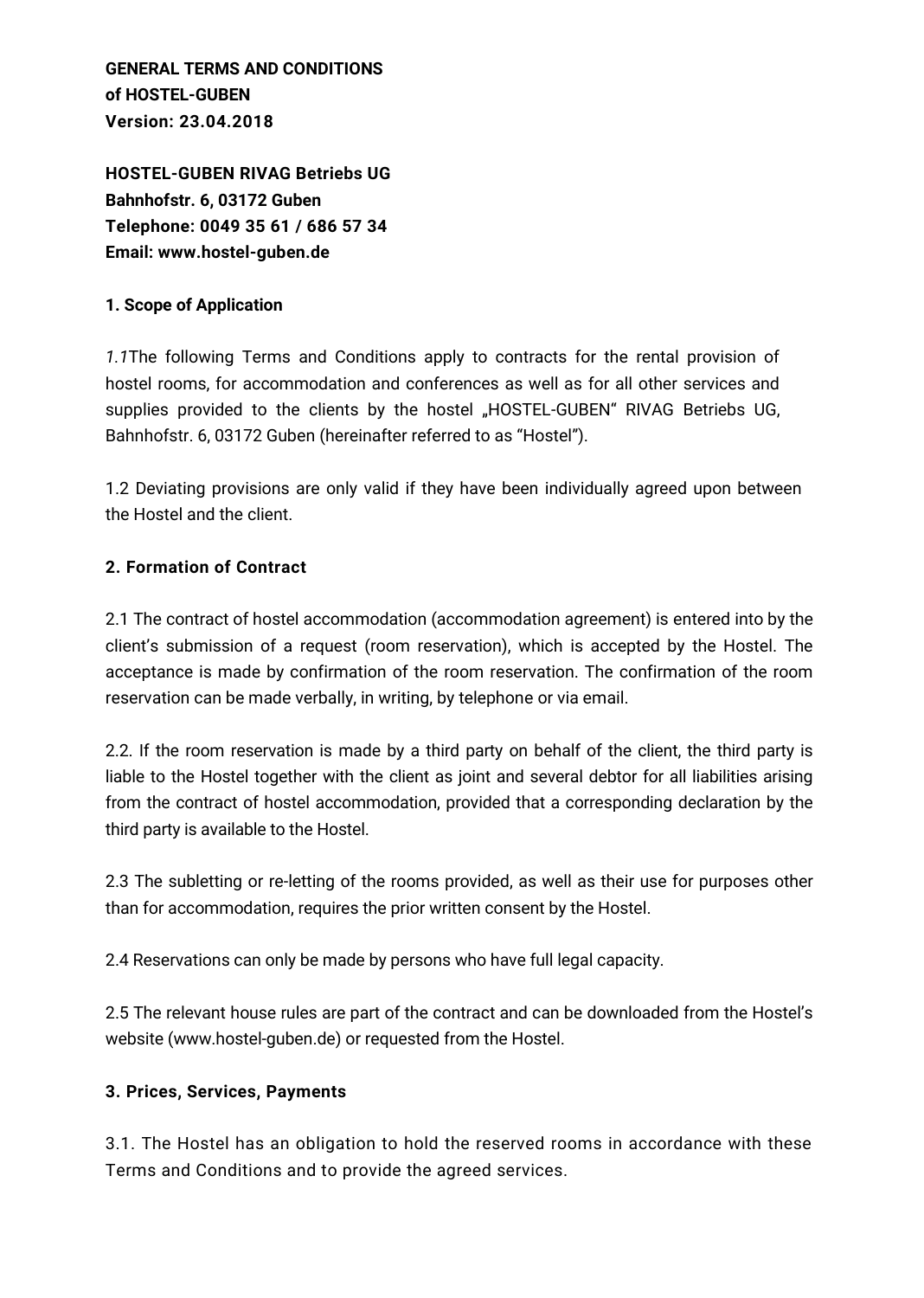**GENERAL TERMS AND CONDITIONS**
**of HOSTEL-GUBEN**
**Version: 23.04.2018**

**HOSTEL-GUBEN RIVAG Betriebs UG**
**Bahnhofstr. 6, 03172 Guben**
**Telephone: 0049 35 61 / 686 57 34**
**Email: www.hostel-guben.de**

**1. Scope of Application**

*1.1*The following Terms and Conditions apply to contracts for the rental provision of hostel rooms, for accommodation and conferences as well as for all other services and supplies provided to the clients by the hostel „HOSTEL-GUBEN" RIVAG Betriebs UG, Bahnhofstr. 6, 03172 Guben (hereinafter referred to as "Hostel").

1.2 Deviating provisions are only valid if they have been individually agreed upon between the Hostel and the client.

**2. Formation of Contract**

2.1 The contract of hostel accommodation (accommodation agreement) is entered into by the client's submission of a request (room reservation), which is accepted by the Hostel. The acceptance is made by confirmation of the room reservation. The confirmation of the room reservation can be made verbally, in writing, by telephone or via email.

2.2. If the room reservation is made by a third party on behalf of the client, the third party is liable to the Hostel together with the client as joint and several debtor for all liabilities arising from the contract of hostel accommodation, provided that a corresponding declaration by the third party is available to the Hostel.

2.3 The subletting or re-letting of the rooms provided, as well as their use for purposes other than for accommodation, requires the prior written consent by the Hostel.

2.4 Reservations can only be made by persons who have full legal capacity.

2.5 The relevant house rules are part of the contract and can be downloaded from the Hostel's website (www.hostel-guben.de) or requested from the Hostel.

**3. Prices, Services, Payments**

3.1. The Hostel has an obligation to hold the reserved rooms in accordance with these Terms and Conditions and to provide the agreed services.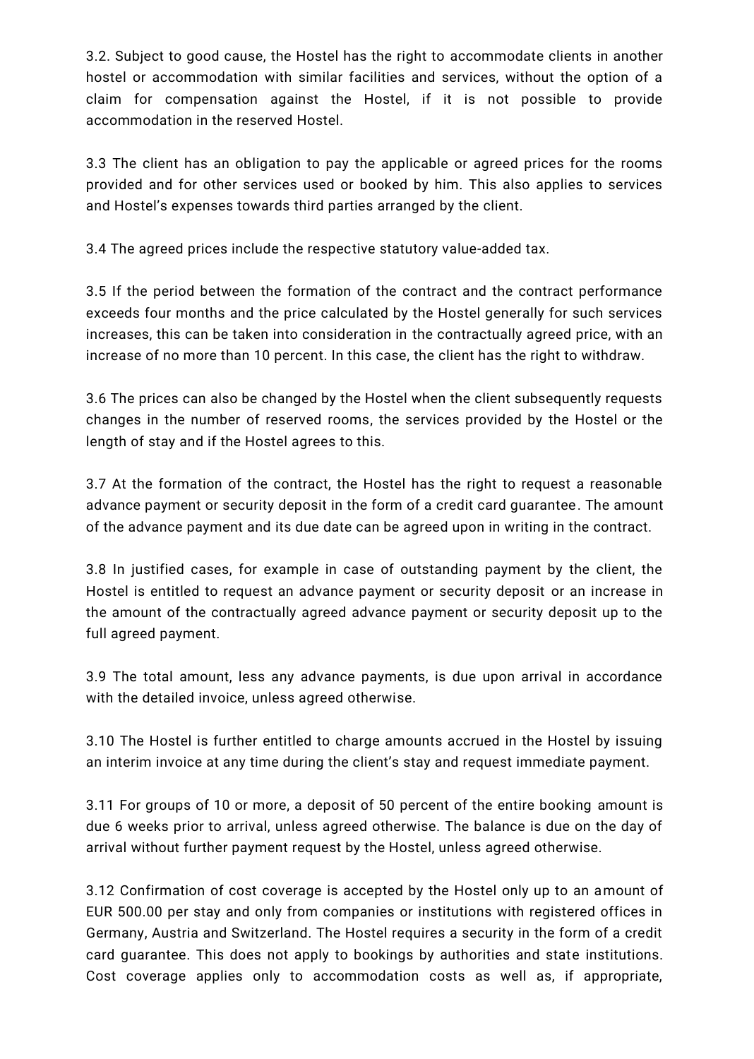3.2. Subject to good cause, the Hostel has the right to accommodate clients in another hostel or accommodation with similar facilities and services, without the option of a claim for compensation against the Hostel, if it is not possible to provide accommodation in the reserved Hostel.

3.3 The client has an obligation to pay the applicable or agreed prices for the rooms provided and for other services used or booked by him. This also applies to services and Hostel's expenses towards third parties arranged by the client.

3.4 The agreed prices include the respective statutory value-added tax.

3.5 If the period between the formation of the contract and the contract performance exceeds four months and the price calculated by the Hostel generally for such services increases, this can be taken into consideration in the contractually agreed price, with an increase of no more than 10 percent. In this case, the client has the right to withdraw.

3.6 The prices can also be changed by the Hostel when the client subsequently requests changes in the number of reserved rooms, the services provided by the Hostel or the length of stay and if the Hostel agrees to this.

3.7 At the formation of the contract, the Hostel has the right to request a reasonable advance payment or security deposit in the form of a credit card guarantee. The amount of the advance payment and its due date can be agreed upon in writing in the contract.

3.8 In justified cases, for example in case of outstanding payment by the client, the Hostel is entitled to request an advance payment or security deposit or an increase in the amount of the contractually agreed advance payment or security deposit up to the full agreed payment.

3.9 The total amount, less any advance payments, is due upon arrival in accordance with the detailed invoice, unless agreed otherwise.

3.10 The Hostel is further entitled to charge amounts accrued in the Hostel by issuing an interim invoice at any time during the client's stay and request immediate payment.

3.11 For groups of 10 or more, a deposit of 50 percent of the entire booking amount is due 6 weeks prior to arrival, unless agreed otherwise. The balance is due on the day of arrival without further payment request by the Hostel, unless agreed otherwise.

3.12 Confirmation of cost coverage is accepted by the Hostel only up to an amount of EUR 500.00 per stay and only from companies or institutions with registered offices in Germany, Austria and Switzerland. The Hostel requires a security in the form of a credit card guarantee. This does not apply to bookings by authorities and state institutions. Cost coverage applies only to accommodation costs as well as, if appropriate,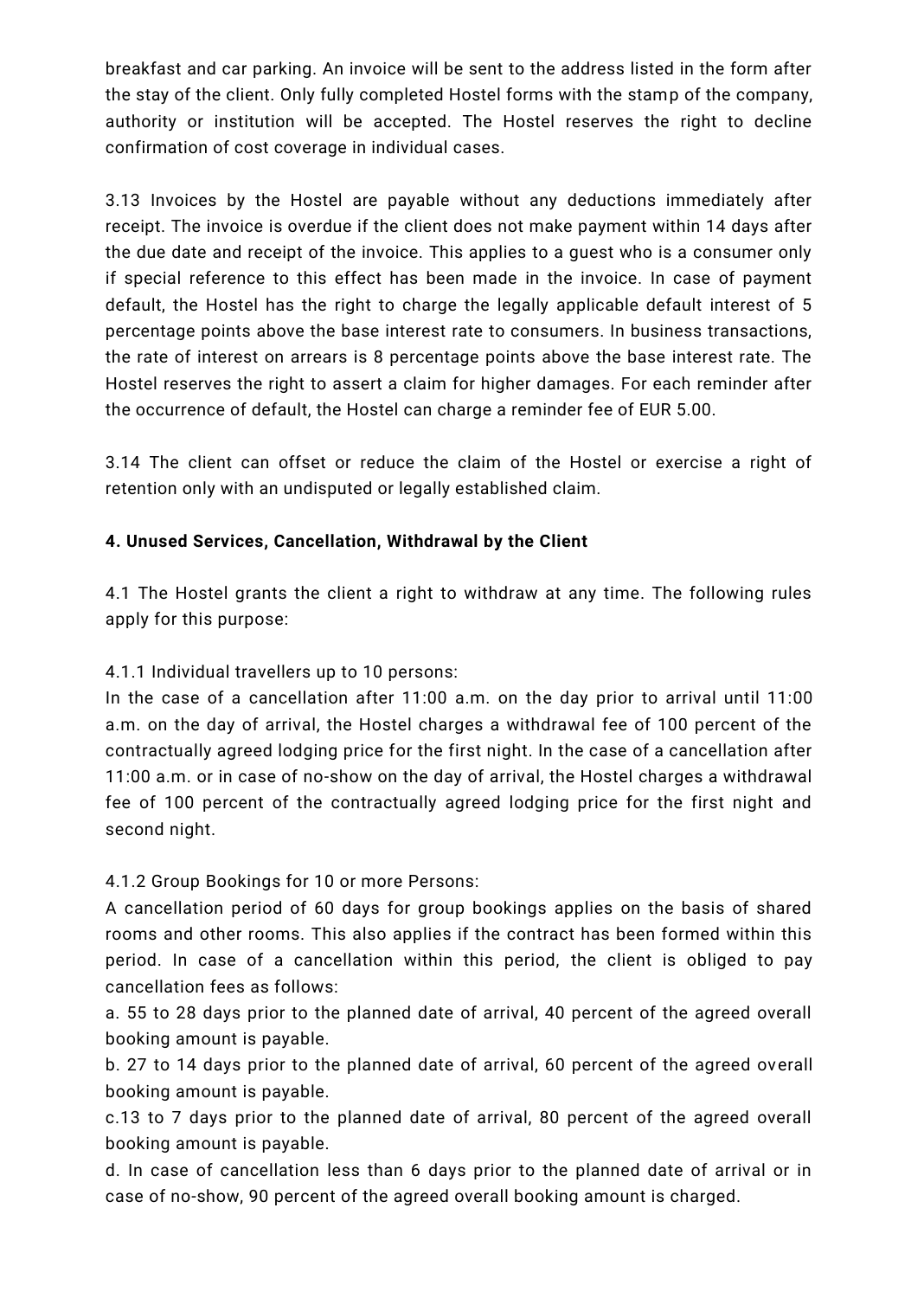breakfast and car parking. An invoice will be sent to the address listed in the form after the stay of the client. Only fully completed Hostel forms with the stamp of the company, authority or institution will be accepted. The Hostel reserves the right to decline confirmation of cost coverage in individual cases.

3.13 Invoices by the Hostel are payable without any deductions immediately after receipt. The invoice is overdue if the client does not make payment within 14 days after the due date and receipt of the invoice. This applies to a guest who is a consumer only if special reference to this effect has been made in the invoice. In case of payment default, the Hostel has the right to charge the legally applicable default interest of 5 percentage points above the base interest rate to consumers. In business transactions, the rate of interest on arrears is 8 percentage points above the base interest rate. The Hostel reserves the right to assert a claim for higher damages. For each reminder after the occurrence of default, the Hostel can charge a reminder fee of EUR 5.00.

3.14 The client can offset or reduce the claim of the Hostel or exercise a right of retention only with an undisputed or legally established claim.

**4. Unused Services, Cancellation, Withdrawal by the Client**

4.1 The Hostel grants the client a right to withdraw at any time. The following rules apply for this purpose:

4.1.1 Individual travellers up to 10 persons:
In the case of a cancellation after 11:00 a.m. on the day prior to arrival until 11:00 a.m. on the day of arrival, the Hostel charges a withdrawal fee of 100 percent of the contractually agreed lodging price for the first night. In the case of a cancellation after 11:00 a.m. or in case of no-show on the day of arrival, the Hostel charges a withdrawal fee of 100 percent of the contractually agreed lodging price for the first night and second night.

4.1.2 Group Bookings for 10 or more Persons:
A cancellation period of 60 days for group bookings applies on the basis of shared rooms and other rooms. This also applies if the contract has been formed within this period. In case of a cancellation within this period, the client is obliged to pay cancellation fees as follows:
a. 55 to 28 days prior to the planned date of arrival, 40 percent of the agreed overall booking amount is payable.
b. 27 to 14 days prior to the planned date of arrival, 60 percent of the agreed overall booking amount is payable.
c.13 to 7 days prior to the planned date of arrival, 80 percent of the agreed overall booking amount is payable.
d. In case of cancellation less than 6 days prior to the planned date of arrival or in case of no-show, 90 percent of the agreed overall booking amount is charged.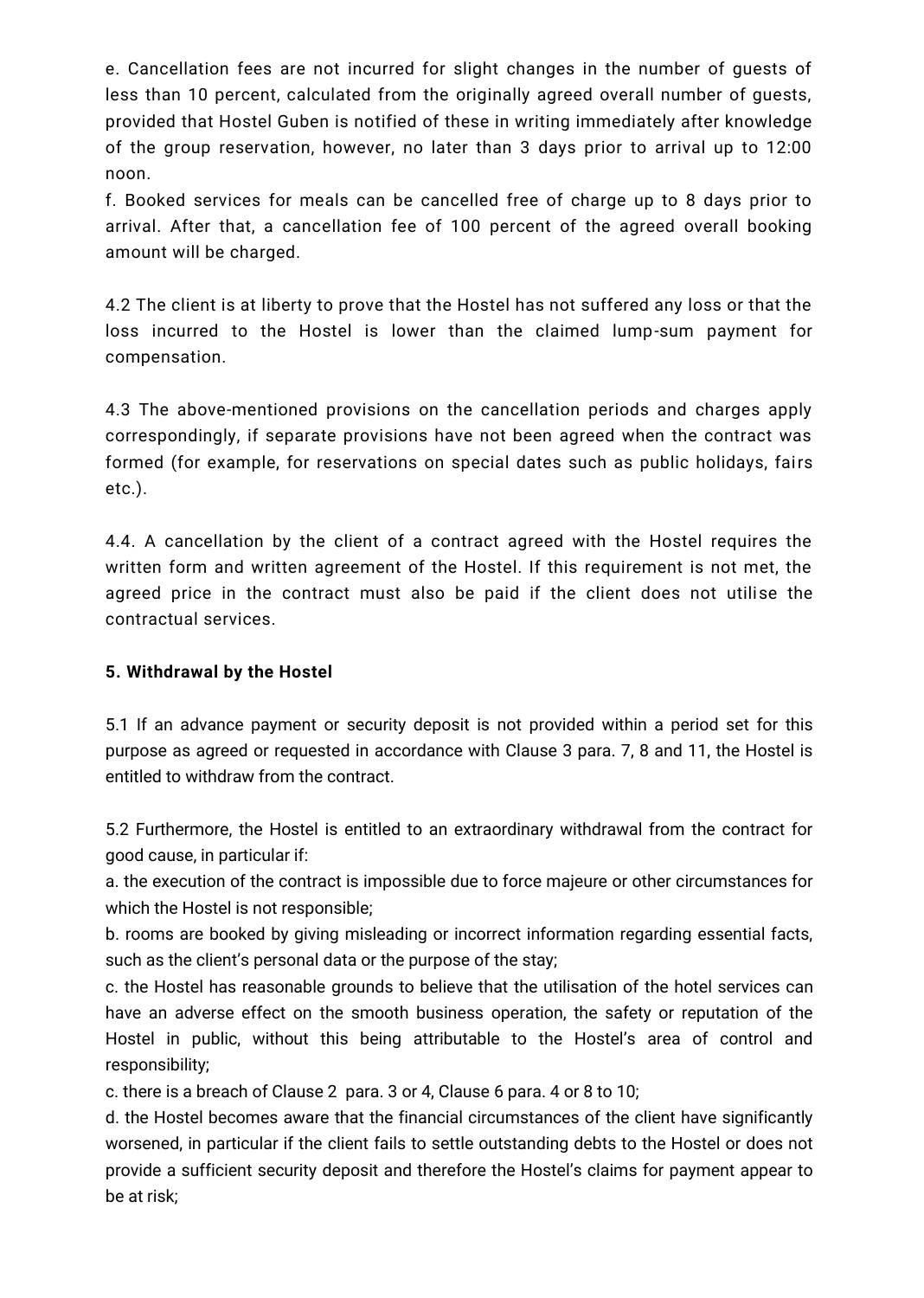e. Cancellation fees are not incurred for slight changes in the number of guests of less than 10 percent, calculated from the originally agreed overall number of guests, provided that Hostel Guben is notified of these in writing immediately after knowledge of the group reservation, however, no later than 3 days prior to arrival up to 12:00 noon.

f. Booked services for meals can be cancelled free of charge up to 8 days prior to arrival. After that, a cancellation fee of 100 percent of the agreed overall booking amount will be charged.

4.2 The client is at liberty to prove that the Hostel has not suffered any loss or that the loss incurred to the Hostel is lower than the claimed lump-sum payment for compensation.

4.3 The above-mentioned provisions on the cancellation periods and charges apply correspondingly, if separate provisions have not been agreed when the contract was formed (for example, for reservations on special dates such as public holidays, fairs etc.).

4.4. A cancellation by the client of a contract agreed with the Hostel requires the written form and written agreement of the Hostel. If this requirement is not met, the agreed price in the contract must also be paid if the client does not utilise the contractual services.

**5. Withdrawal by the Hostel**

5.1 If an advance payment or security deposit is not provided within a period set for this purpose as agreed or requested in accordance with Clause 3 para. 7, 8 and 11, the Hostel is entitled to withdraw from the contract.

5.2 Furthermore, the Hostel is entitled to an extraordinary withdrawal from the contract for good cause, in particular if:

a. the execution of the contract is impossible due to force majeure or other circumstances for which the Hostel is not responsible;

b. rooms are booked by giving misleading or incorrect information regarding essential facts, such as the client's personal data or the purpose of the stay;

c. the Hostel has reasonable grounds to believe that the utilisation of the hotel services can have an adverse effect on the smooth business operation, the safety or reputation of the Hostel in public, without this being attributable to the Hostel's area of control and responsibility;

c. there is a breach of Clause 2 para. 3 or 4, Clause 6 para. 4 or 8 to 10;

d. the Hostel becomes aware that the financial circumstances of the client have significantly worsened, in particular if the client fails to settle outstanding debts to the Hostel or does not provide a sufficient security deposit and therefore the Hostel's claims for payment appear to be at risk;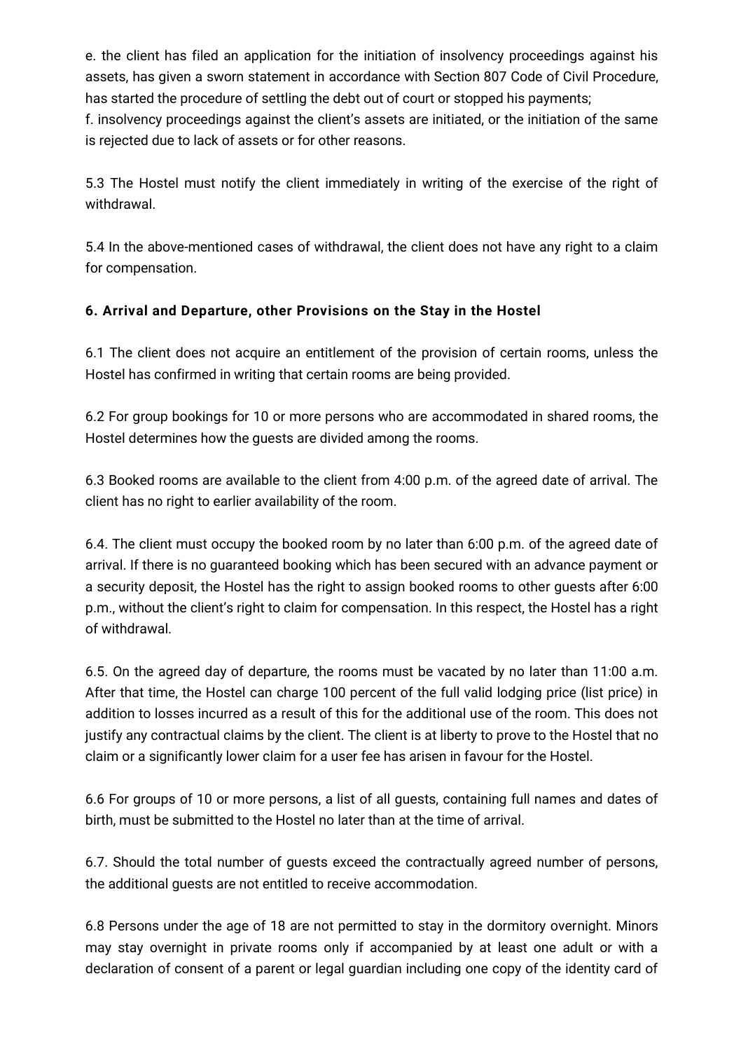e. the client has filed an application for the initiation of insolvency proceedings against his assets, has given a sworn statement in accordance with Section 807 Code of Civil Procedure, has started the procedure of settling the debt out of court or stopped his payments;
f. insolvency proceedings against the client's assets are initiated, or the initiation of the same is rejected due to lack of assets or for other reasons.

5.3 The Hostel must notify the client immediately in writing of the exercise of the right of withdrawal.

5.4 In the above-mentioned cases of withdrawal, the client does not have any right to a claim for compensation.

**6. Arrival and Departure, other Provisions on the Stay in the Hostel**

6.1 The client does not acquire an entitlement of the provision of certain rooms, unless the Hostel has confirmed in writing that certain rooms are being provided.

6.2 For group bookings for 10 or more persons who are accommodated in shared rooms, the Hostel determines how the guests are divided among the rooms.

6.3 Booked rooms are available to the client from 4:00 p.m. of the agreed date of arrival. The client has no right to earlier availability of the room.

6.4. The client must occupy the booked room by no later than 6:00 p.m. of the agreed date of arrival. If there is no guaranteed booking which has been secured with an advance payment or a security deposit, the Hostel has the right to assign booked rooms to other guests after 6:00 p.m., without the client's right to claim for compensation. In this respect, the Hostel has a right of withdrawal.

6.5. On the agreed day of departure, the rooms must be vacated by no later than 11:00 a.m. After that time, the Hostel can charge 100 percent of the full valid lodging price (list price) in addition to losses incurred as a result of this for the additional use of the room. This does not justify any contractual claims by the client. The client is at liberty to prove to the Hostel that no claim or a significantly lower claim for a user fee has arisen in favour for the Hostel.

6.6 For groups of 10 or more persons, a list of all guests, containing full names and dates of birth, must be submitted to the Hostel no later than at the time of arrival.

6.7. Should the total number of guests exceed the contractually agreed number of persons, the additional guests are not entitled to receive accommodation.

6.8 Persons under the age of 18 are not permitted to stay in the dormitory overnight. Minors may stay overnight in private rooms only if accompanied by at least one adult or with a declaration of consent of a parent or legal guardian including one copy of the identity card of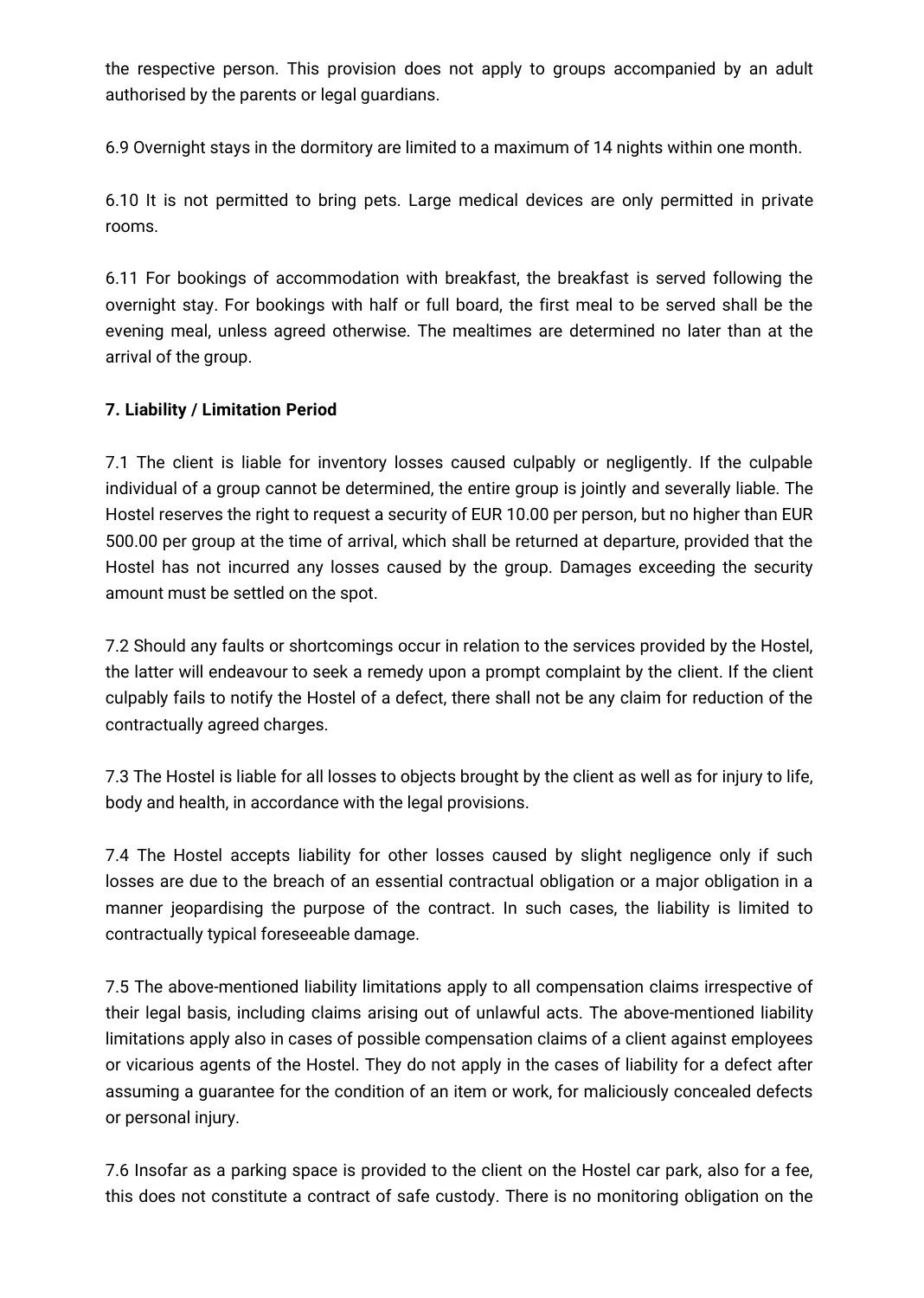the respective person. This provision does not apply to groups accompanied by an adult authorised by the parents or legal guardians.

6.9 Overnight stays in the dormitory are limited to a maximum of 14 nights within one month.

6.10 It is not permitted to bring pets. Large medical devices are only permitted in private rooms.

6.11 For bookings of accommodation with breakfast, the breakfast is served following the overnight stay. For bookings with half or full board, the first meal to be served shall be the evening meal, unless agreed otherwise. The mealtimes are determined no later than at the arrival of the group.

**7. Liability / Limitation Period**

7.1 The client is liable for inventory losses caused culpably or negligently. If the culpable individual of a group cannot be determined, the entire group is jointly and severally liable. The Hostel reserves the right to request a security of EUR 10.00 per person, but no higher than EUR 500.00 per group at the time of arrival, which shall be returned at departure, provided that the Hostel has not incurred any losses caused by the group. Damages exceeding the security amount must be settled on the spot.

7.2 Should any faults or shortcomings occur in relation to the services provided by the Hostel, the latter will endeavour to seek a remedy upon a prompt complaint by the client. If the client culpably fails to notify the Hostel of a defect, there shall not be any claim for reduction of the contractually agreed charges.

7.3 The Hostel is liable for all losses to objects brought by the client as well as for injury to life, body and health, in accordance with the legal provisions.

7.4 The Hostel accepts liability for other losses caused by slight negligence only if such losses are due to the breach of an essential contractual obligation or a major obligation in a manner jeopardising the purpose of the contract. In such cases, the liability is limited to contractually typical foreseeable damage.

7.5 The above-mentioned liability limitations apply to all compensation claims irrespective of their legal basis, including claims arising out of unlawful acts. The above-mentioned liability limitations apply also in cases of possible compensation claims of a client against employees or vicarious agents of the Hostel. They do not apply in the cases of liability for a defect after assuming a guarantee for the condition of an item or work, for maliciously concealed defects or personal injury.

7.6 Insofar as a parking space is provided to the client on the Hostel car park, also for a fee, this does not constitute a contract of safe custody. There is no monitoring obligation on the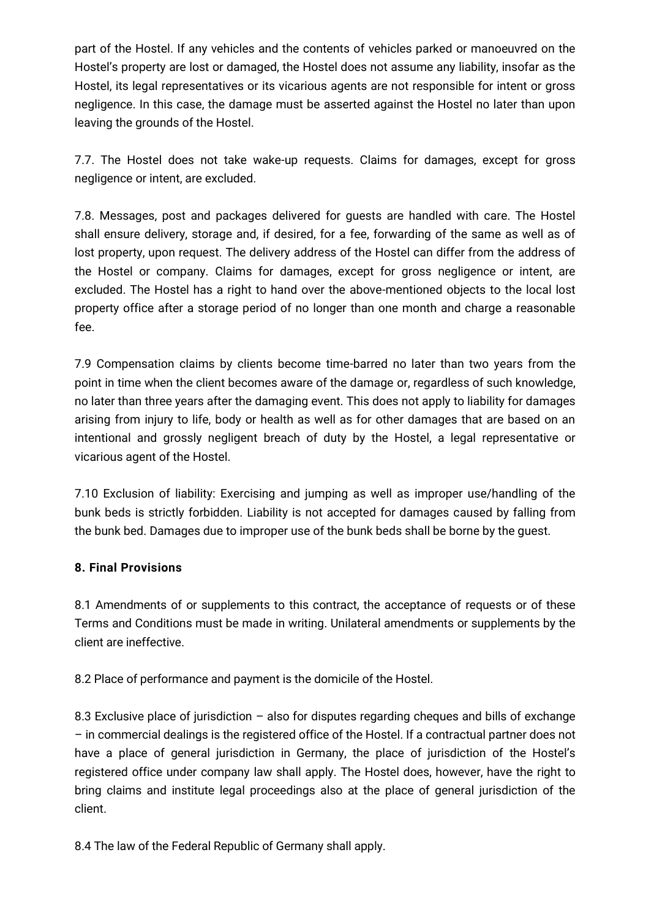part of the Hostel. If any vehicles and the contents of vehicles parked or manoeuvred on the Hostel's property are lost or damaged, the Hostel does not assume any liability, insofar as the Hostel, its legal representatives or its vicarious agents are not responsible for intent or gross negligence. In this case, the damage must be asserted against the Hostel no later than upon leaving the grounds of the Hostel.

7.7. The Hostel does not take wake-up requests. Claims for damages, except for gross negligence or intent, are excluded.

7.8. Messages, post and packages delivered for guests are handled with care. The Hostel shall ensure delivery, storage and, if desired, for a fee, forwarding of the same as well as of lost property, upon request. The delivery address of the Hostel can differ from the address of the Hostel or company. Claims for damages, except for gross negligence or intent, are excluded. The Hostel has a right to hand over the above-mentioned objects to the local lost property office after a storage period of no longer than one month and charge a reasonable fee.

7.9 Compensation claims by clients become time-barred no later than two years from the point in time when the client becomes aware of the damage or, regardless of such knowledge, no later than three years after the damaging event. This does not apply to liability for damages arising from injury to life, body or health as well as for other damages that are based on an intentional and grossly negligent breach of duty by the Hostel, a legal representative or vicarious agent of the Hostel.

7.10 Exclusion of liability: Exercising and jumping as well as improper use/handling of the bunk beds is strictly forbidden. Liability is not accepted for damages caused by falling from the bunk bed. Damages due to improper use of the bunk beds shall be borne by the guest.

**8. Final Provisions**

8.1 Amendments of or supplements to this contract, the acceptance of requests or of these Terms and Conditions must be made in writing. Unilateral amendments or supplements by the client are ineffective.

8.2 Place of performance and payment is the domicile of the Hostel.

8.3 Exclusive place of jurisdiction – also for disputes regarding cheques and bills of exchange – in commercial dealings is the registered office of the Hostel. If a contractual partner does not have a place of general jurisdiction in Germany, the place of jurisdiction of the Hostel's registered office under company law shall apply. The Hostel does, however, have the right to bring claims and institute legal proceedings also at the place of general jurisdiction of the client.

8.4 The law of the Federal Republic of Germany shall apply.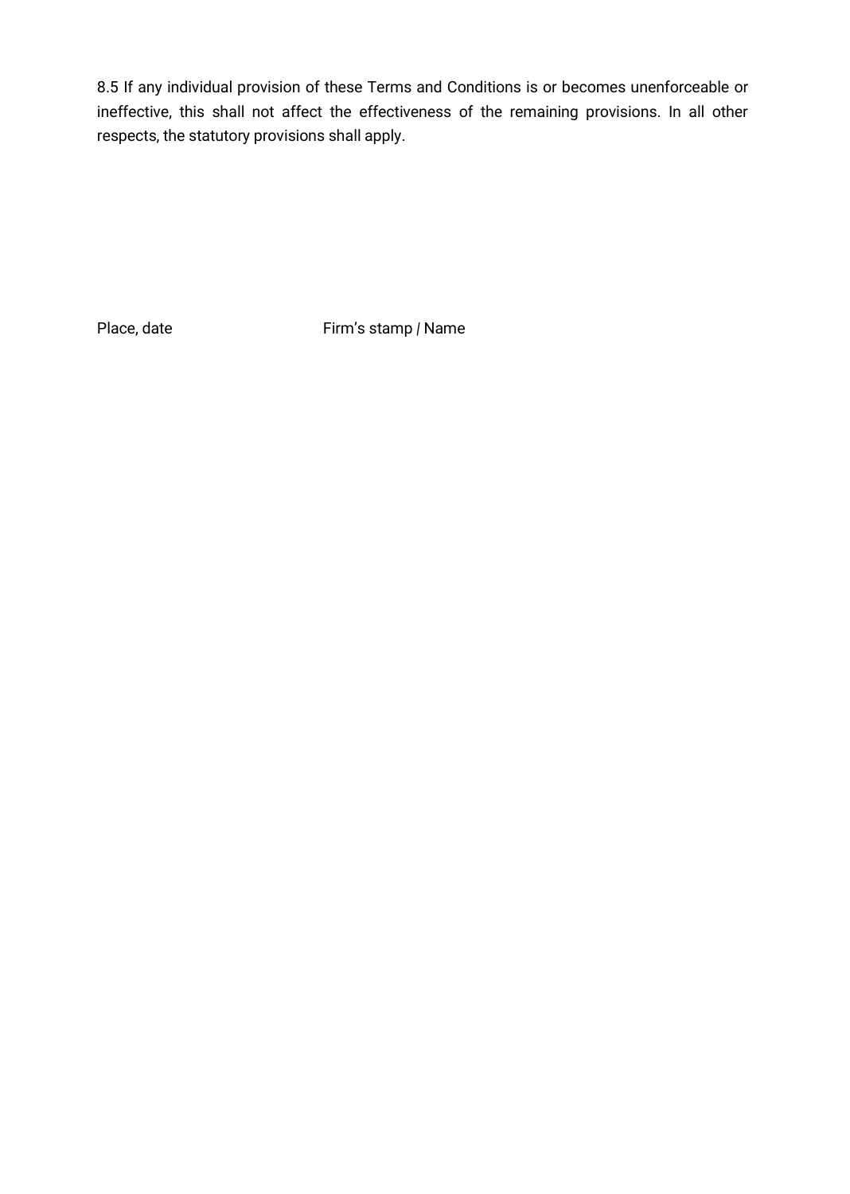8.5 If any individual provision of these Terms and Conditions is or becomes unenforceable or ineffective, this shall not affect the effectiveness of the remaining provisions. In all other respects, the statutory provisions shall apply.

Place, date                    Firm's stamp / Name